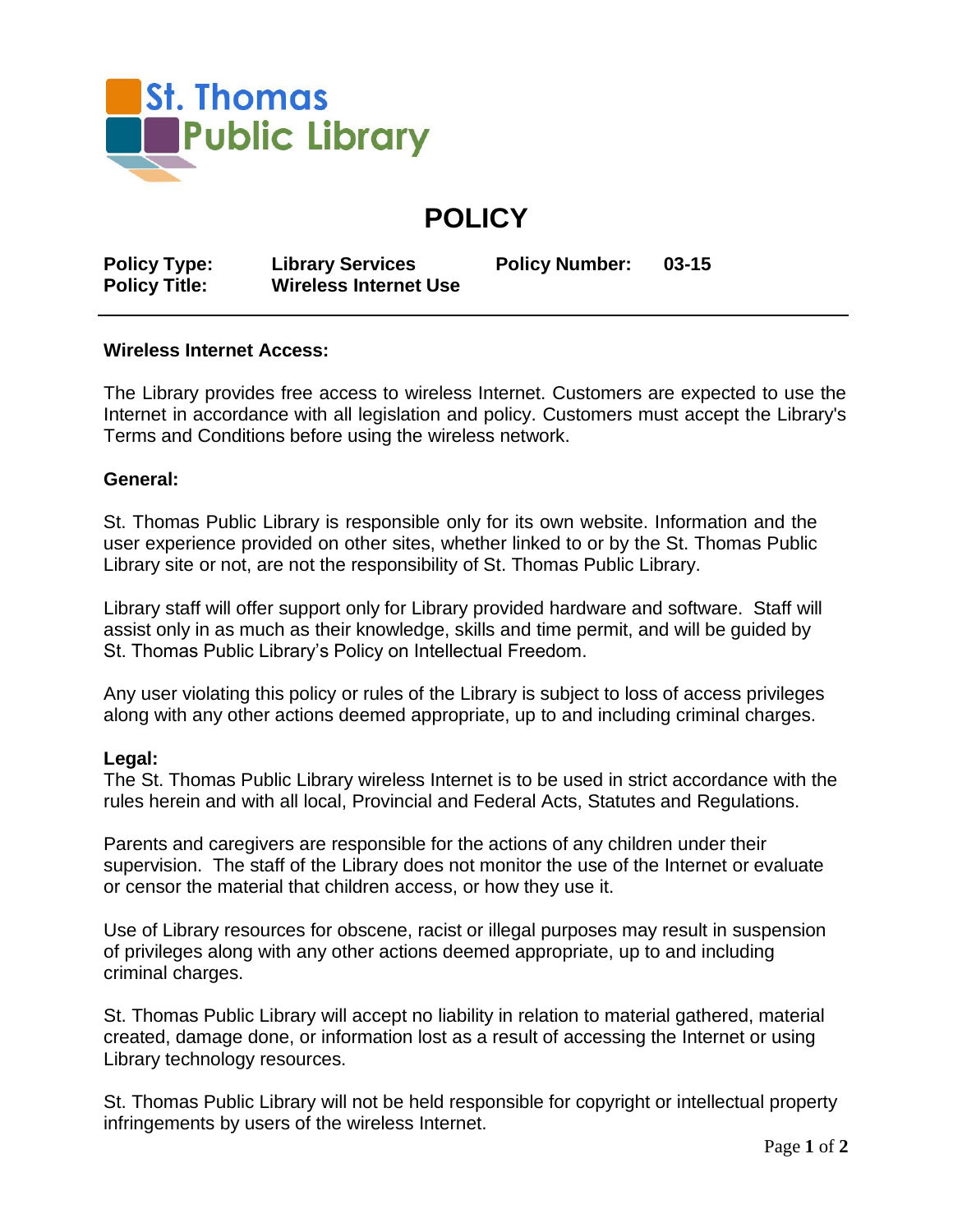St. Thomas Public Library

# POLICY

| | | | |
|---|---|---|---|
| **Policy Type:** | **Library Services** | **Policy Number:** | **03-15** |
| **Policy Title:** | **Wireless Internet Use** | | |

---

**Wireless Internet Access:**

The Library provides free access to wireless Internet. Customers are expected to use the Internet in accordance with all legislation and policy. Customers must accept the Library's Terms and Conditions before using the wireless network.

**General:**

St. Thomas Public Library is responsible only for its own website. Information and the user experience provided on other sites, whether linked to or by the St. Thomas Public Library site or not, are not the responsibility of St. Thomas Public Library.

Library staff will offer support only for Library provided hardware and software. Staff will assist only in as much as their knowledge, skills and time permit, and will be guided by St. Thomas Public Library's Policy on Intellectual Freedom.

Any user violating this policy or rules of the Library is subject to loss of access privileges along with any other actions deemed appropriate, up to and including criminal charges.

**Legal:**

The St. Thomas Public Library wireless Internet is to be used in strict accordance with the rules herein and with all local, Provincial and Federal Acts, Statutes and Regulations.

Parents and caregivers are responsible for the actions of any children under their supervision. The staff of the Library does not monitor the use of the Internet or evaluate or censor the material that children access, or how they use it.

Use of Library resources for obscene, racist or illegal purposes may result in suspension of privileges along with any other actions deemed appropriate, up to and including criminal charges.

St. Thomas Public Library will accept no liability in relation to material gathered, material created, damage done, or information lost as a result of accessing the Internet or using Library technology resources.

St. Thomas Public Library will not be held responsible for copyright or intellectual property infringements by users of the wireless Internet.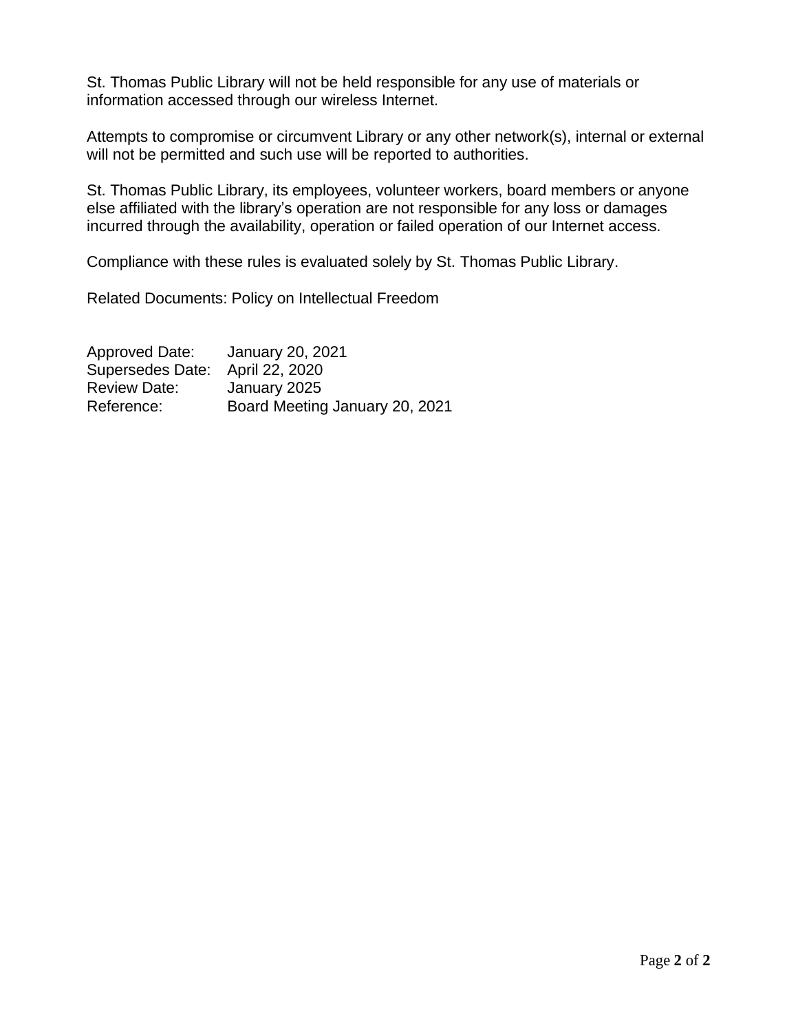St. Thomas Public Library will not be held responsible for any use of materials or information accessed through our wireless Internet.

Attempts to compromise or circumvent Library or any other network(s), internal or external will not be permitted and such use will be reported to authorities.

St. Thomas Public Library, its employees, volunteer workers, board members or anyone else affiliated with the library's operation are not responsible for any loss or damages incurred through the availability, operation or failed operation of our Internet access.

Compliance with these rules is evaluated solely by St. Thomas Public Library.

Related Documents: Policy on Intellectual Freedom

| | |
|---|---|
| Approved Date: | January 20, 2021 |
| Supersedes Date: | April 22, 2020 |
| Review Date: | January 2025 |
| Reference: | Board Meeting January 20, 2021 |